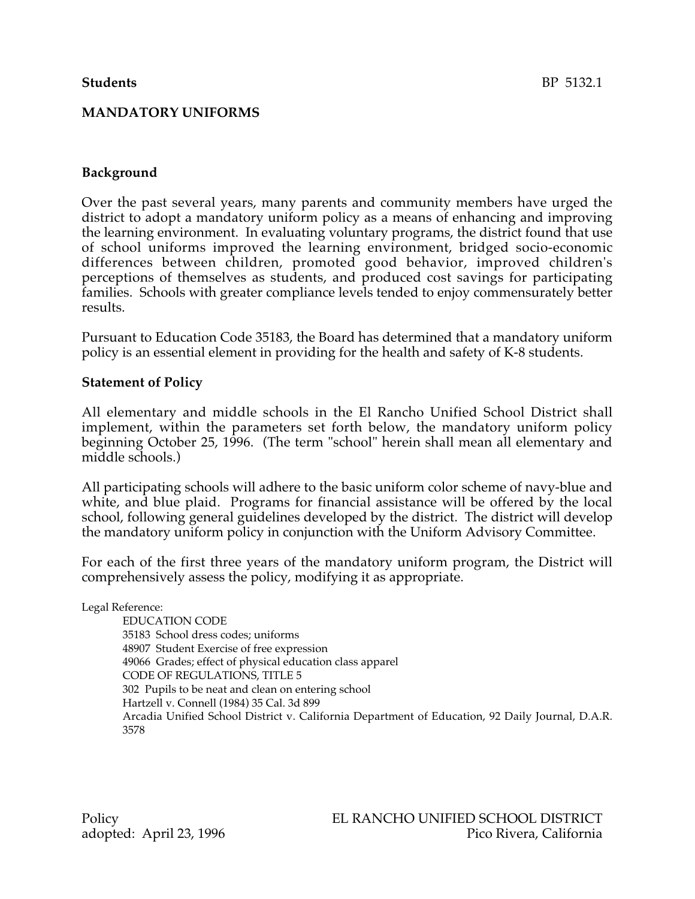**Students** BP 5132.1

# MANDATORY UNIFORMS

## Background

Over the past several years, many parents and community members have urged the district to adopt a mandatory uniform policy as a means of enhancing and improving the learning environment. In evaluating voluntary programs, the district found that use of school uniforms improved the learning environment, bridged socio-economic differences between children, promoted good behavior, improved children's perceptions of themselves as students, and produced cost savings for participating families. Schools with greater compliance levels tended to enjoy commensurately better results.

Pursuant to Education Code 35183, the Board has determined that a mandatory uniform policy is an essential element in providing for the health and safety of K-8 students.

## Statement of Policy

All elementary and middle schools in the El Rancho Unified School District shall implement, within the parameters set forth below, the mandatory uniform policy beginning October 25, 1996. (The term "school" herein shall mean all elementary and middle schools.)

All participating schools will adhere to the basic uniform color scheme of navy-blue and white, and blue plaid. Programs for financial assistance will be offered by the local school, following general guidelines developed by the district. The district will develop the mandatory uniform policy in conjunction with the Uniform Advisory Committee.

For each of the first three years of the mandatory uniform program, the District will comprehensively assess the policy, modifying it as appropriate.

Legal Reference:

EDUCATION CODE
35183 School dress codes; uniforms
48907 Student Exercise of free expression
49066 Grades; effect of physical education class apparel
CODE OF REGULATIONS, TITLE 5
302 Pupils to be neat and clean on entering school
Hartzell v. Connell (1984) 35 Cal. 3d 899
Arcadia Unified School District v. California Department of Education, 92 Daily Journal, D.A.R. 3578

Policy
adopted: April 23, 1996

EL RANCHO UNIFIED SCHOOL DISTRICT
Pico Rivera, California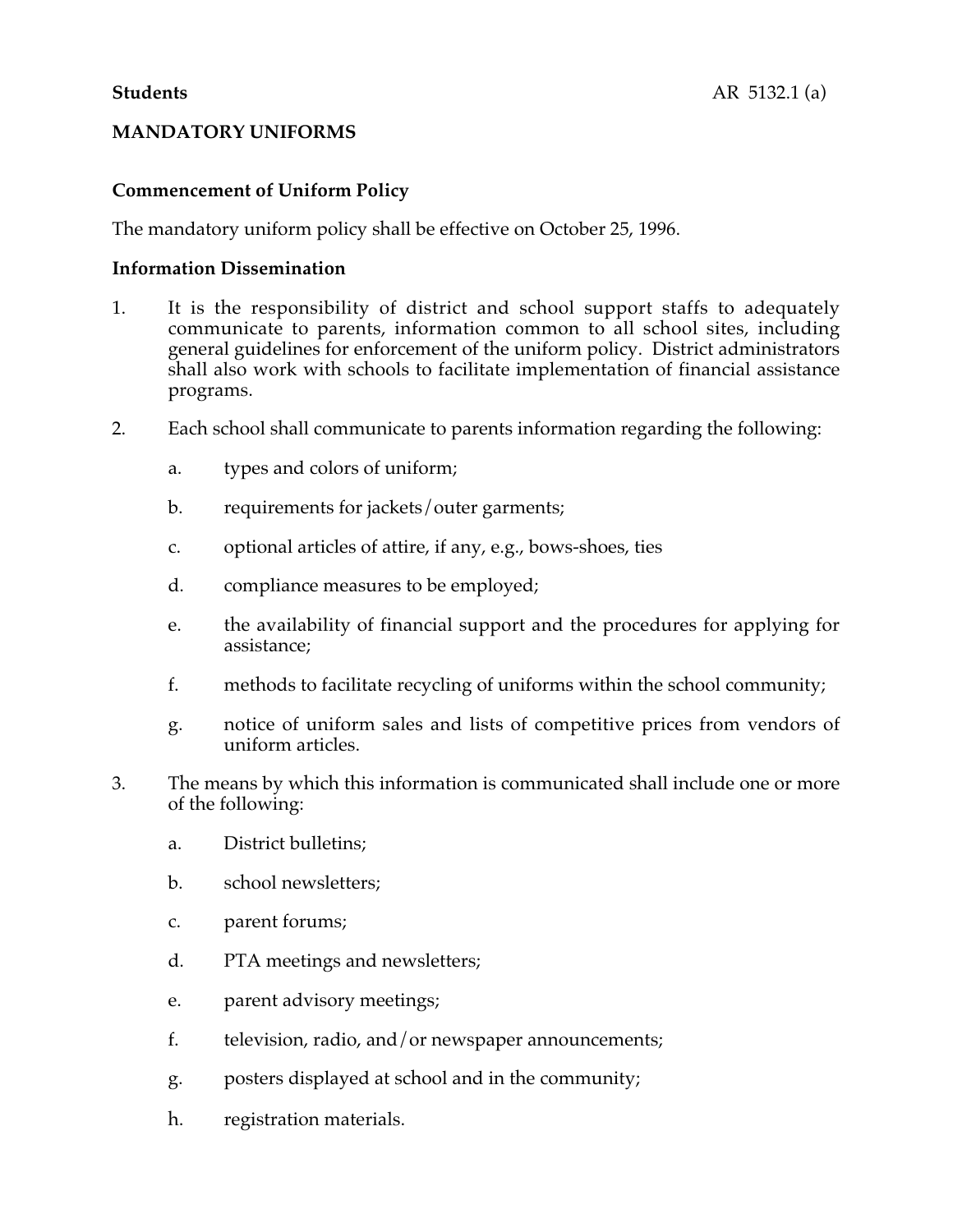**Students** AR 5132.1 (a)

**MANDATORY UNIFORMS**

**Commencement of Uniform Policy**

The mandatory uniform policy shall be effective on October 25, 1996.

**Information Dissemination**

1. It is the responsibility of district and school support staffs to adequately communicate to parents, information common to all school sites, including general guidelines for enforcement of the uniform policy. District administrators shall also work with schools to facilitate implementation of financial assistance programs.

2. Each school shall communicate to parents information regarding the following:

   a. types and colors of uniform;

   b. requirements for jackets/outer garments;

   c. optional articles of attire, if any, e.g., bows-shoes, ties

   d. compliance measures to be employed;

   e. the availability of financial support and the procedures for applying for assistance;

   f. methods to facilitate recycling of uniforms within the school community;

   g. notice of uniform sales and lists of competitive prices from vendors of uniform articles.

3. The means by which this information is communicated shall include one or more of the following:

   a. District bulletins;

   b. school newsletters;

   c. parent forums;

   d. PTA meetings and newsletters;

   e. parent advisory meetings;

   f. television, radio, and/or newspaper announcements;

   g. posters displayed at school and in the community;

   h. registration materials.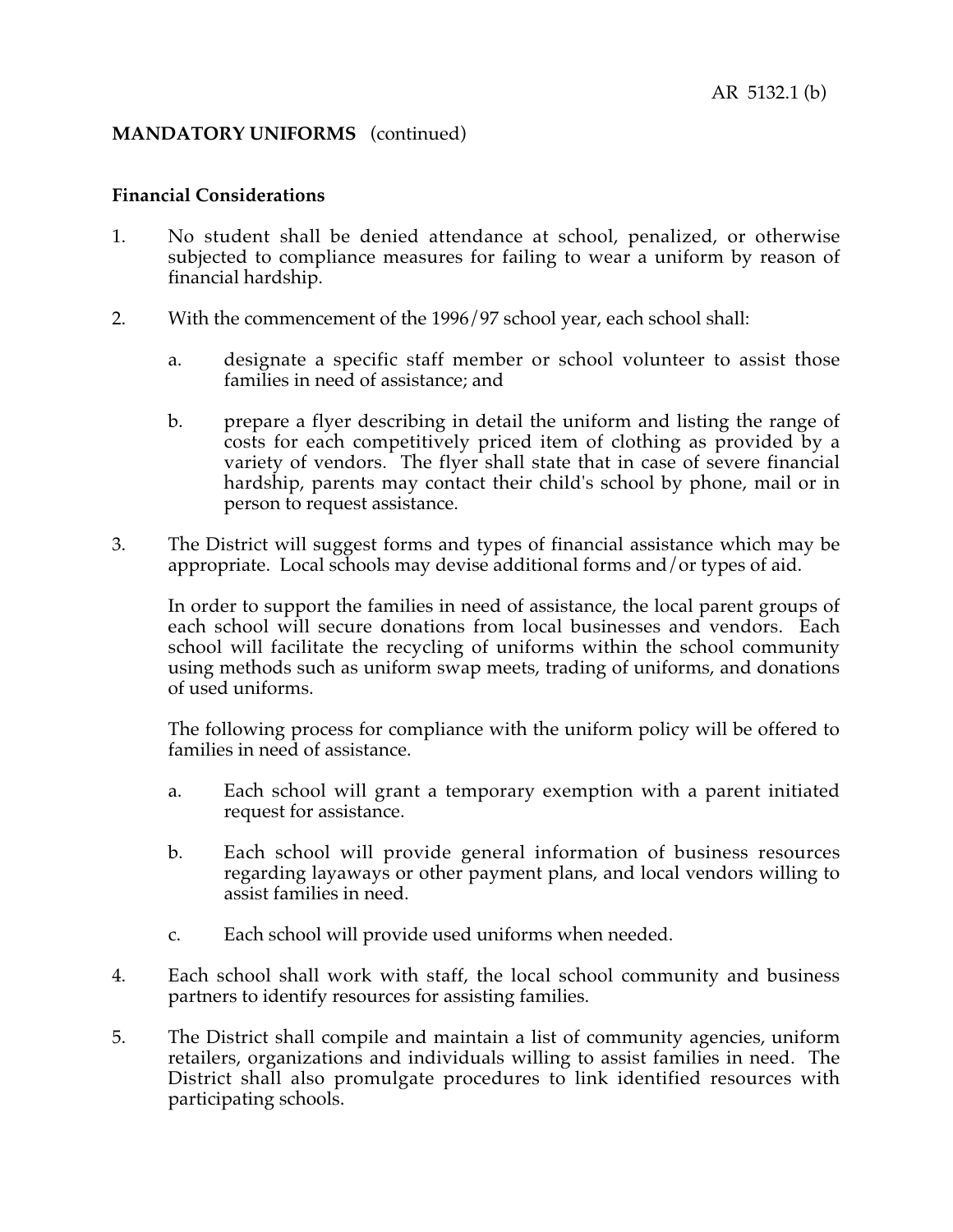**MANDATORY UNIFORMS** (continued)

**Financial Considerations**

1. No student shall be denied attendance at school, penalized, or otherwise subjected to compliance measures for failing to wear a uniform by reason of financial hardship.

2. With the commencement of the 1996/97 school year, each school shall:

   a. designate a specific staff member or school volunteer to assist those families in need of assistance; and

   b. prepare a flyer describing in detail the uniform and listing the range of costs for each competitively priced item of clothing as provided by a variety of vendors. The flyer shall state that in case of severe financial hardship, parents may contact their child's school by phone, mail or in person to request assistance.

3. The District will suggest forms and types of financial assistance which may be appropriate. Local schools may devise additional forms and/or types of aid.

   In order to support the families in need of assistance, the local parent groups of each school will secure donations from local businesses and vendors. Each school will facilitate the recycling of uniforms within the school community using methods such as uniform swap meets, trading of uniforms, and donations of used uniforms.

   The following process for compliance with the uniform policy will be offered to families in need of assistance.

   a. Each school will grant a temporary exemption with a parent initiated request for assistance.

   b. Each school will provide general information of business resources regarding layaways or other payment plans, and local vendors willing to assist families in need.

   c. Each school will provide used uniforms when needed.

4. Each school shall work with staff, the local school community and business partners to identify resources for assisting families.

5. The District shall compile and maintain a list of community agencies, uniform retailers, organizations and individuals willing to assist families in need. The District shall also promulgate procedures to link identified resources with participating schools.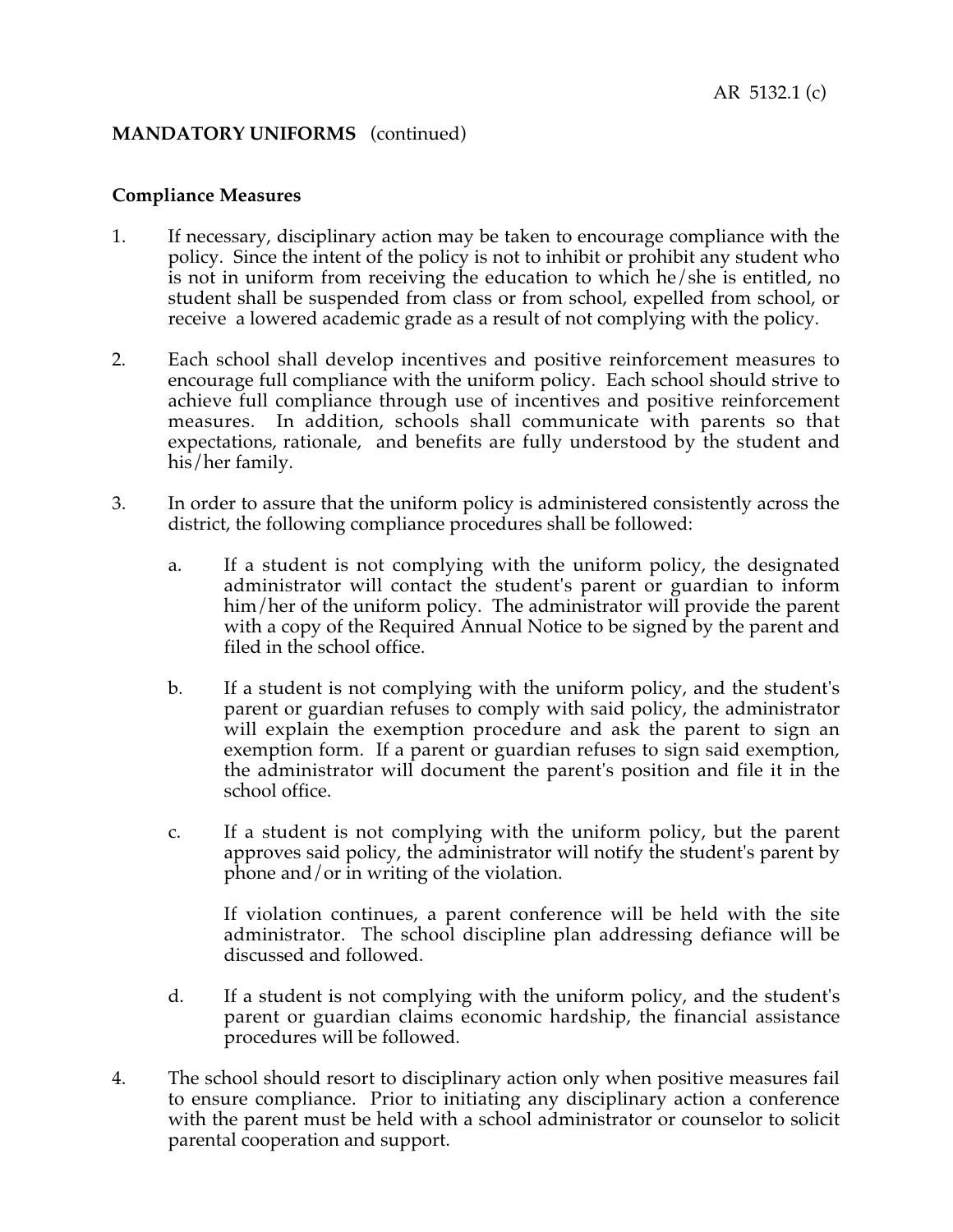## MANDATORY UNIFORMS (continued)

### Compliance Measures

1. If necessary, disciplinary action may be taken to encourage compliance with the policy. Since the intent of the policy is not to inhibit or prohibit any student who is not in uniform from receiving the education to which he/she is entitled, no student shall be suspended from class or from school, expelled from school, or receive a lowered academic grade as a result of not complying with the policy.

2. Each school shall develop incentives and positive reinforcement measures to encourage full compliance with the uniform policy. Each school should strive to achieve full compliance through use of incentives and positive reinforcement measures. In addition, schools shall communicate with parents so that expectations, rationale, and benefits are fully understood by the student and his/her family.

3. In order to assure that the uniform policy is administered consistently across the district, the following compliance procedures shall be followed:

   a. If a student is not complying with the uniform policy, the designated administrator will contact the student's parent or guardian to inform him/her of the uniform policy. The administrator will provide the parent with a copy of the Required Annual Notice to be signed by the parent and filed in the school office.

   b. If a student is not complying with the uniform policy, and the student's parent or guardian refuses to comply with said policy, the administrator will explain the exemption procedure and ask the parent to sign an exemption form. If a parent or guardian refuses to sign said exemption, the administrator will document the parent's position and file it in the school office.

   c. If a student is not complying with the uniform policy, but the parent approves said policy, the administrator will notify the student's parent by phone and/or in writing of the violation.

      If violation continues, a parent conference will be held with the site administrator. The school discipline plan addressing defiance will be discussed and followed.

   d. If a student is not complying with the uniform policy, and the student's parent or guardian claims economic hardship, the financial assistance procedures will be followed.

4. The school should resort to disciplinary action only when positive measures fail to ensure compliance. Prior to initiating any disciplinary action a conference with the parent must be held with a school administrator or counselor to solicit parental cooperation and support.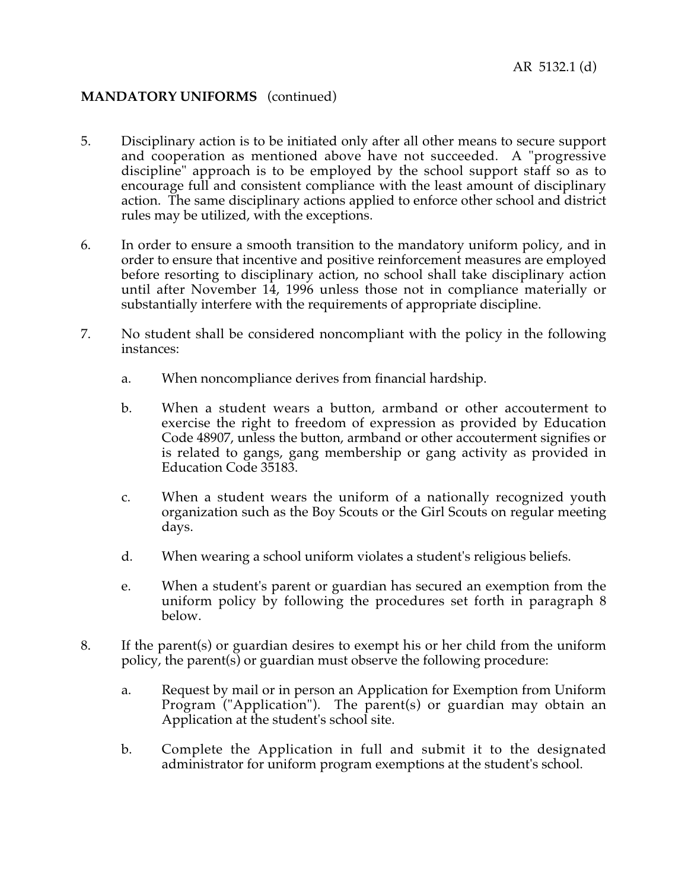**MANDATORY UNIFORMS** (continued)

5. Disciplinary action is to be initiated only after all other means to secure support and cooperation as mentioned above have not succeeded. A "progressive discipline" approach is to be employed by the school support staff so as to encourage full and consistent compliance with the least amount of disciplinary action. The same disciplinary actions applied to enforce other school and district rules may be utilized, with the exceptions.

6. In order to ensure a smooth transition to the mandatory uniform policy, and in order to ensure that incentive and positive reinforcement measures are employed before resorting to disciplinary action, no school shall take disciplinary action until after November 14, 1996 unless those not in compliance materially or substantially interfere with the requirements of appropriate discipline.

7. No student shall be considered noncompliant with the policy in the following instances:

   a. When noncompliance derives from financial hardship.

   b. When a student wears a button, armband or other accouterment to exercise the right to freedom of expression as provided by Education Code 48907, unless the button, armband or other accouterment signifies or is related to gangs, gang membership or gang activity as provided in Education Code 35183.

   c. When a student wears the uniform of a nationally recognized youth organization such as the Boy Scouts or the Girl Scouts on regular meeting days.

   d. When wearing a school uniform violates a student's religious beliefs.

   e. When a student's parent or guardian has secured an exemption from the uniform policy by following the procedures set forth in paragraph 8 below.

8. If the parent(s) or guardian desires to exempt his or her child from the uniform policy, the parent(s) or guardian must observe the following procedure:

   a. Request by mail or in person an Application for Exemption from Uniform Program ("Application"). The parent(s) or guardian may obtain an Application at the student's school site.

   b. Complete the Application in full and submit it to the designated administrator for uniform program exemptions at the student's school.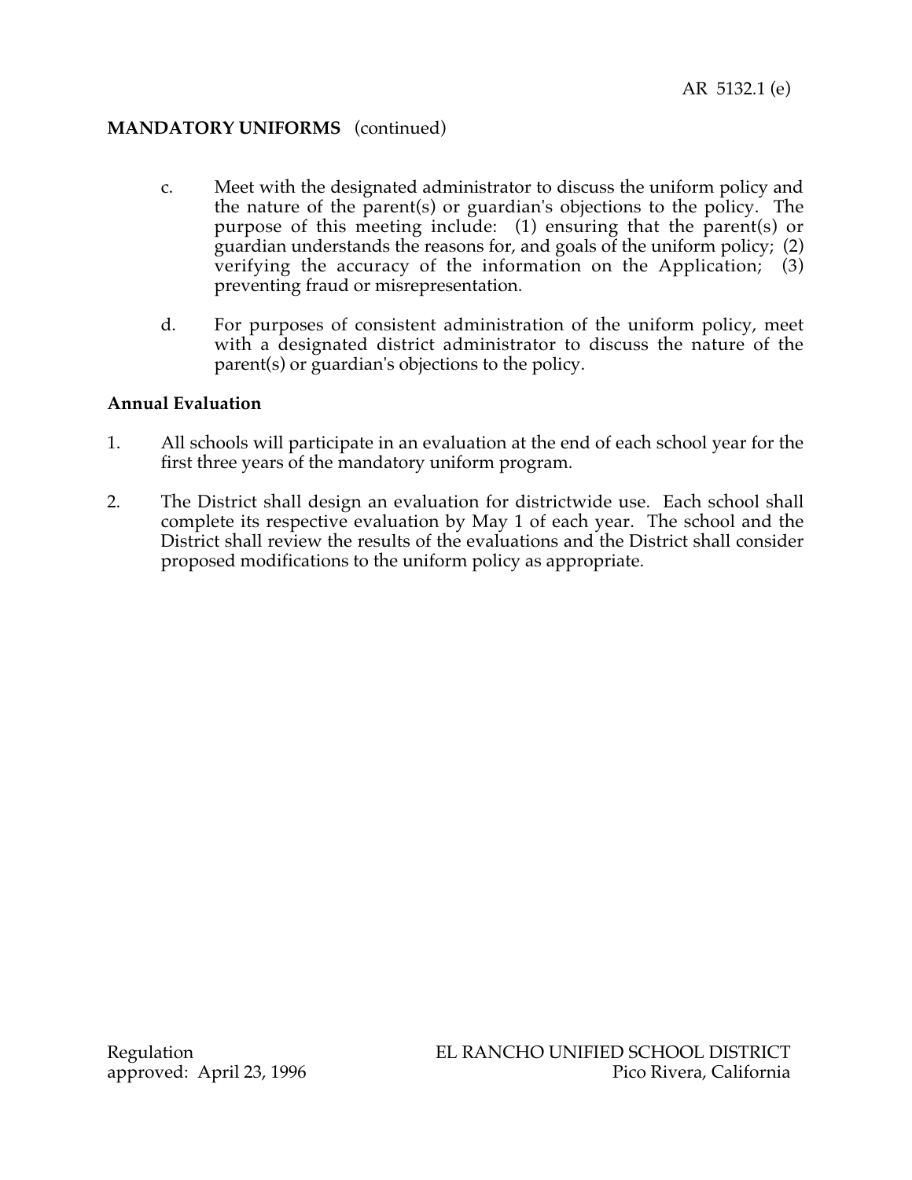**MANDATORY UNIFORMS** (continued)

c. Meet with the designated administrator to discuss the uniform policy and the nature of the parent(s) or guardian's objections to the policy. The purpose of this meeting include: (1) ensuring that the parent(s) or guardian understands the reasons for, and goals of the uniform policy; (2) verifying the accuracy of the information on the Application; (3) preventing fraud or misrepresentation.

d. For purposes of consistent administration of the uniform policy, meet with a designated district administrator to discuss the nature of the parent(s) or guardian's objections to the policy.

**Annual Evaluation**

1. All schools will participate in an evaluation at the end of each school year for the first three years of the mandatory uniform program.

2. The District shall design an evaluation for districtwide use. Each school shall complete its respective evaluation by May 1 of each year. The school and the District shall review the results of the evaluations and the District shall consider proposed modifications to the uniform policy as appropriate.

Regulation
approved: April 23, 1996

EL RANCHO UNIFIED SCHOOL DISTRICT
Pico Rivera, California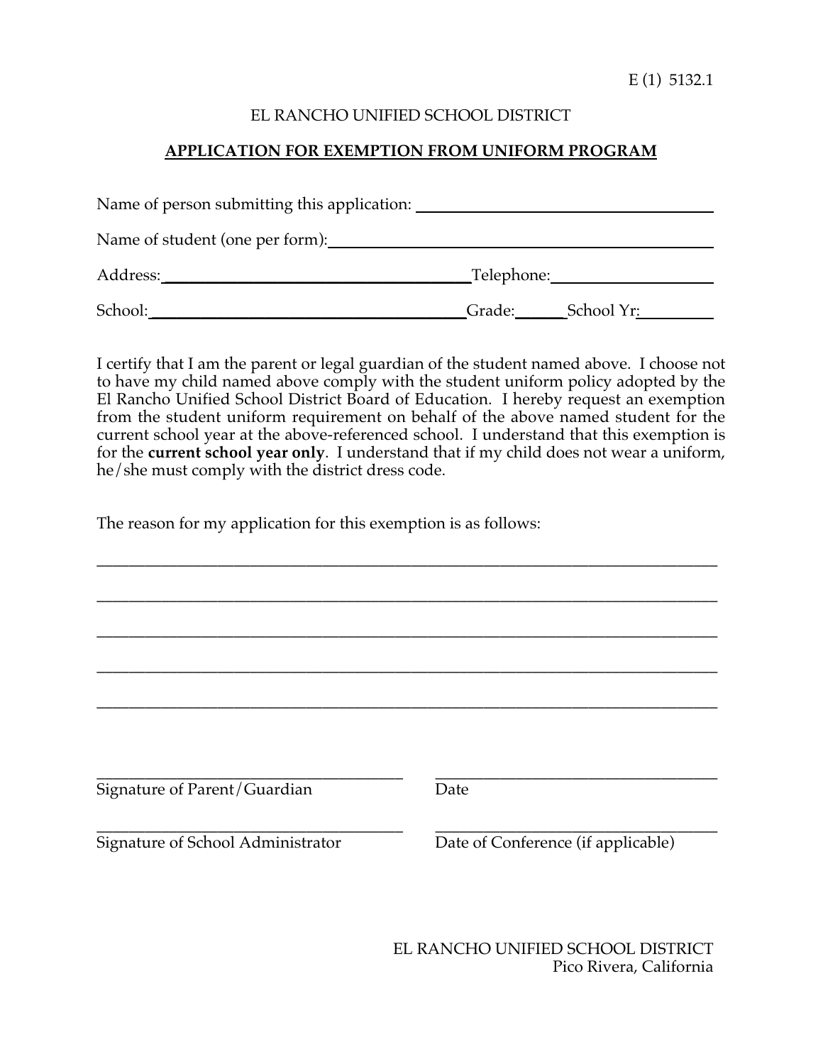E (1) 5132.1

EL RANCHO UNIFIED SCHOOL DISTRICT

## APPLICATION FOR EXEMPTION FROM UNIFORM PROGRAM

Name of person submitting this application: ______________________________

Name of student (one per form): ______________________________

Address: ______________________________ Telephone: ____________________

School: ______________________________ Grade: ______ School Yr: __________

I certify that I am the parent or legal guardian of the student named above. I choose not to have my child named above comply with the student uniform policy adopted by the El Rancho Unified School District Board of Education. I hereby request an exemption from the student uniform requirement on behalf of the above named student for the current school year at the above-referenced school. I understand that this exemption is for the **current school year only**. I understand that if my child does not wear a uniform, he/she must comply with the district dress code.

The reason for my application for this exemption is as follows:

______________________________________________________________________________

______________________________________________________________________________

______________________________________________________________________________

______________________________________________________________________________

______________________________________________________________________________

______________________________________ ______________________________________
Signature of Parent/Guardian Date

______________________________________ ______________________________________
Signature of School Administrator Date of Conference (if applicable)

EL RANCHO UNIFIED SCHOOL DISTRICT
Pico Rivera, California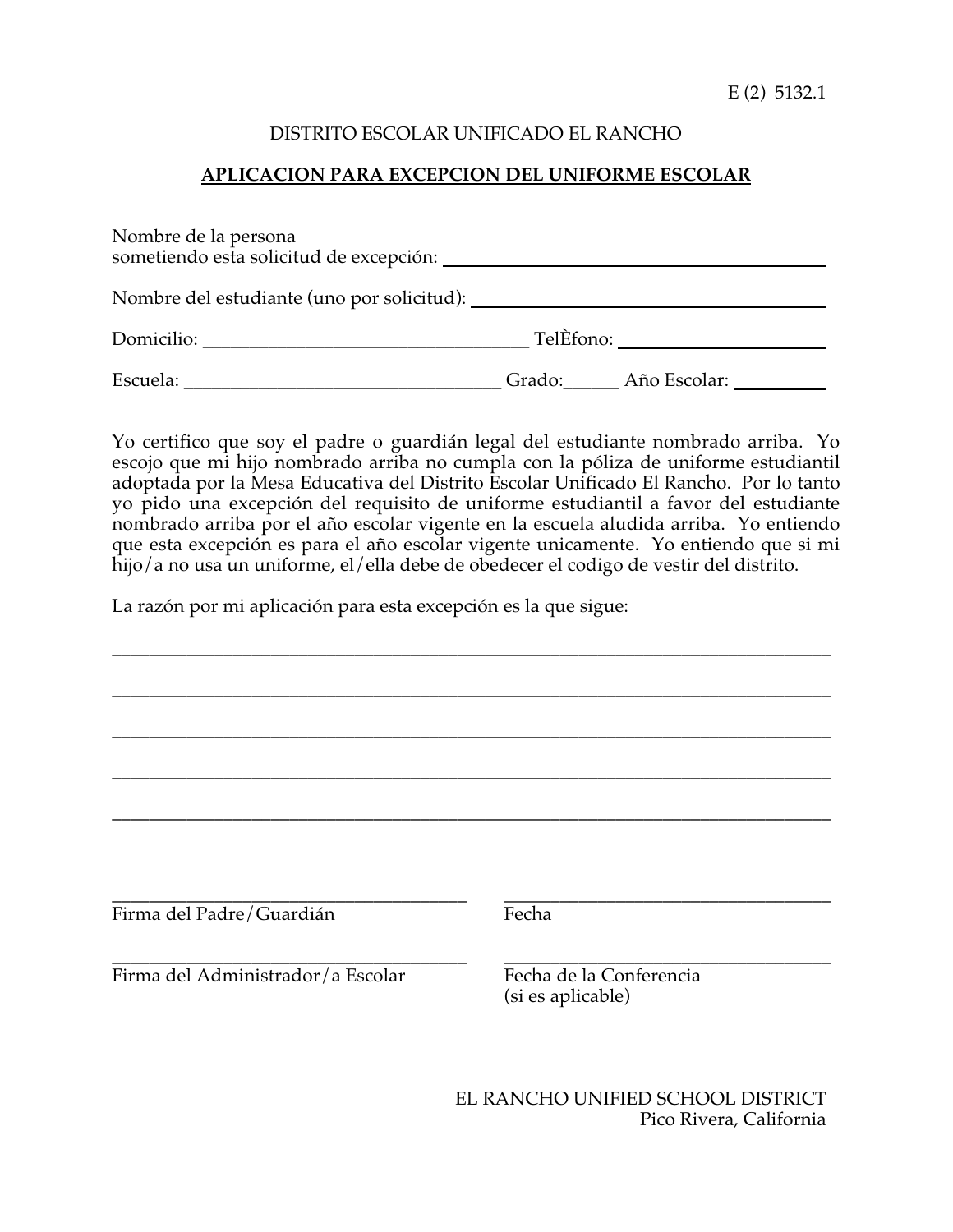E (2) 5132.1

DISTRITO ESCOLAR UNIFICADO EL RANCHO

**APLICACION PARA EXCEPCION DEL UNIFORME ESCOLAR**

Nombre de la persona
sometiendo esta solicitud de excepción: ___________________________________________

Nombre del estudiante (uno por solicitud): ___________________________________________

Domicilio: ___________________________________ TelÈfono: ______________________

Escuela: ___________________________________ Grado:______ Año Escolar: __________

Yo certifico que soy el padre o guardián legal del estudiante nombrado arriba. Yo escojo que mi hijo nombrado arriba no cumpla con la póliza de uniforme estudiantil adoptada por la Mesa Educativa del Distrito Escolar Unificado El Rancho. Por lo tanto yo pido una excepción del requisito de uniforme estudiantil a favor del estudiante nombrado arriba por el año escolar vigente en la escuela aludida arriba. Yo entiendo que esta excepción es para el año escolar vigente unicamente. Yo entiendo que si mi hijo/a no usa un uniforme, el/ella debe de obedecer el codigo de vestir del distrito.

La razón por mi aplicación para esta excepción es la que sigue:

_______________________________________________________________________________

_______________________________________________________________________________

_______________________________________________________________________________

_______________________________________________________________________________

_______________________________________________________________________________

_______________________________________ _____________________________________
Firma del Padre/Guardián Fecha

_______________________________________ _____________________________________
Firma del Administrador/a Escolar Fecha de la Conferencia (si es aplicable)

EL RANCHO UNIFIED SCHOOL DISTRICT
Pico Rivera, California